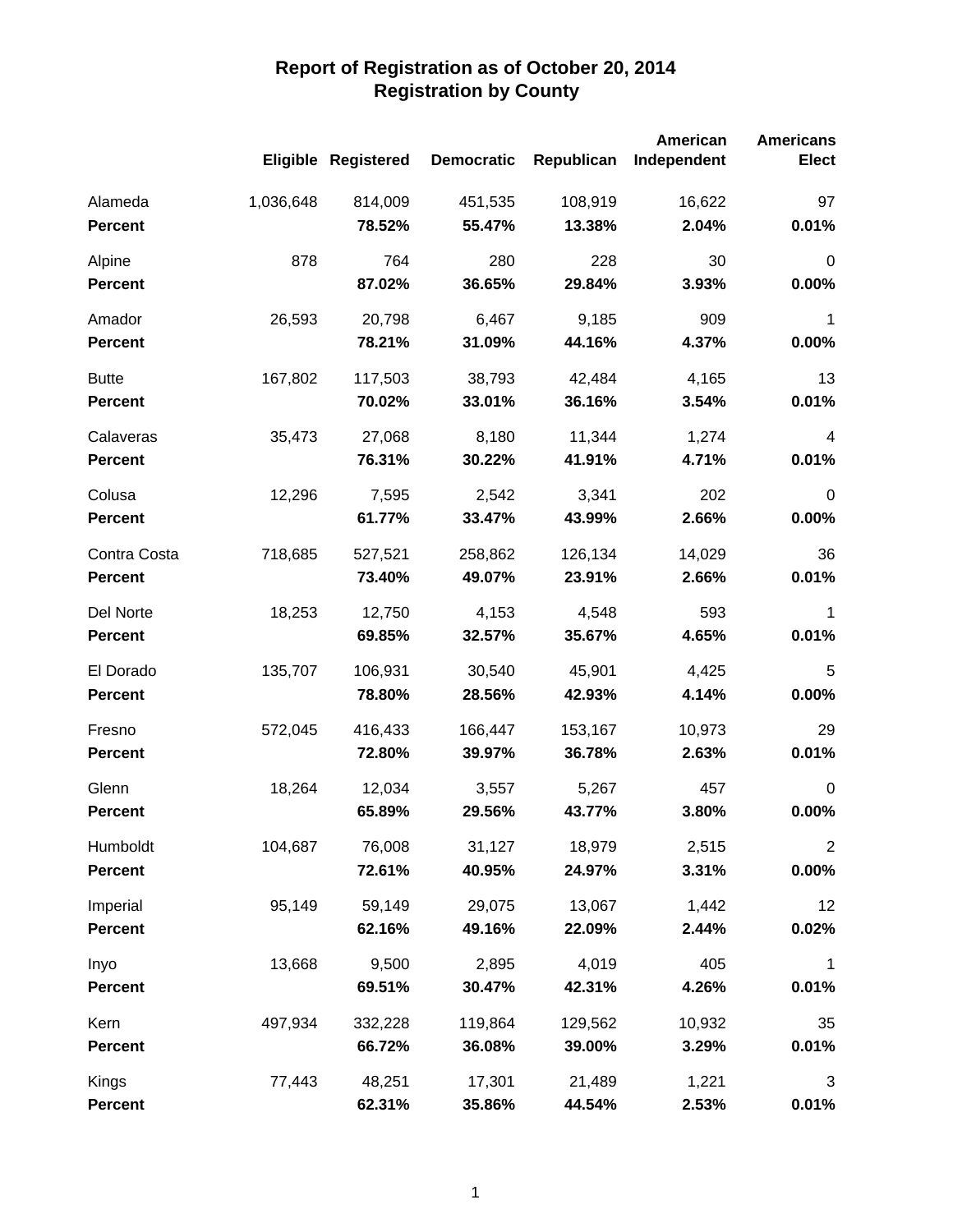# Report of Registration as of October 20, 2014
## Registration by County

| | Eligible | Registered | Democratic | Republican | American Independent | Americans Elect |
|---|---|---|---|---|---|---|
| Alameda | 1,036,648 | 814,009 | 451,535 | 108,919 | 16,622 | 97 |
| **Percent** | | **78.52%** | **55.47%** | **13.38%** | **2.04%** | **0.01%** |
| Alpine | 878 | 764 | 280 | 228 | 30 | 0 |
| **Percent** | | **87.02%** | **36.65%** | **29.84%** | **3.93%** | **0.00%** |
| Amador | 26,593 | 20,798 | 6,467 | 9,185 | 909 | 1 |
| **Percent** | | **78.21%** | **31.09%** | **44.16%** | **4.37%** | **0.00%** |
| Butte | 167,802 | 117,503 | 38,793 | 42,484 | 4,165 | 13 |
| **Percent** | | **70.02%** | **33.01%** | **36.16%** | **3.54%** | **0.01%** |
| Calaveras | 35,473 | 27,068 | 8,180 | 11,344 | 1,274 | 4 |
| **Percent** | | **76.31%** | **30.22%** | **41.91%** | **4.71%** | **0.01%** |
| Colusa | 12,296 | 7,595 | 2,542 | 3,341 | 202 | 0 |
| **Percent** | | **61.77%** | **33.47%** | **43.99%** | **2.66%** | **0.00%** |
| Contra Costa | 718,685 | 527,521 | 258,862 | 126,134 | 14,029 | 36 |
| **Percent** | | **73.40%** | **49.07%** | **23.91%** | **2.66%** | **0.01%** |
| Del Norte | 18,253 | 12,750 | 4,153 | 4,548 | 593 | 1 |
| **Percent** | | **69.85%** | **32.57%** | **35.67%** | **4.65%** | **0.01%** |
| El Dorado | 135,707 | 106,931 | 30,540 | 45,901 | 4,425 | 5 |
| **Percent** | | **78.80%** | **28.56%** | **42.93%** | **4.14%** | **0.00%** |
| Fresno | 572,045 | 416,433 | 166,447 | 153,167 | 10,973 | 29 |
| **Percent** | | **72.80%** | **39.97%** | **36.78%** | **2.63%** | **0.01%** |
| Glenn | 18,264 | 12,034 | 3,557 | 5,267 | 457 | 0 |
| **Percent** | | **65.89%** | **29.56%** | **43.77%** | **3.80%** | **0.00%** |
| Humboldt | 104,687 | 76,008 | 31,127 | 18,979 | 2,515 | 2 |
| **Percent** | | **72.61%** | **40.95%** | **24.97%** | **3.31%** | **0.00%** |
| Imperial | 95,149 | 59,149 | 29,075 | 13,067 | 1,442 | 12 |
| **Percent** | | **62.16%** | **49.16%** | **22.09%** | **2.44%** | **0.02%** |
| Inyo | 13,668 | 9,500 | 2,895 | 4,019 | 405 | 1 |
| **Percent** | | **69.51%** | **30.47%** | **42.31%** | **4.26%** | **0.01%** |
| Kern | 497,934 | 332,228 | 119,864 | 129,562 | 10,932 | 35 |
| **Percent** | | **66.72%** | **36.08%** | **39.00%** | **3.29%** | **0.01%** |
| Kings | 77,443 | 48,251 | 17,301 | 21,489 | 1,221 | 3 |
| **Percent** | | **62.31%** | **35.86%** | **44.54%** | **2.53%** | **0.01%** |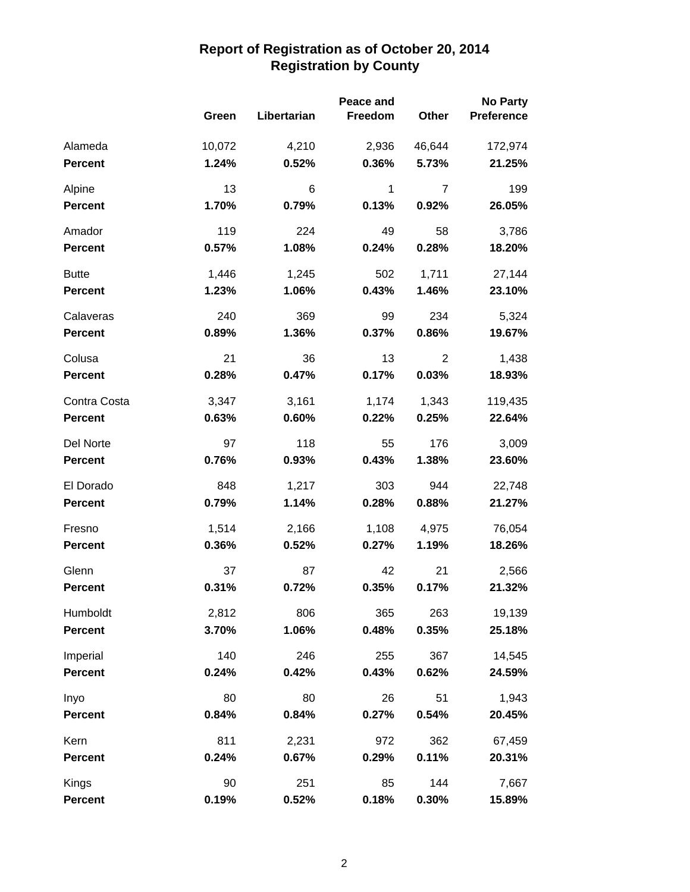# Report of Registration as of October 20, 2014
## Registration by County

| | Green | Libertarian | Peace and Freedom | Other | No Party Preference |
|---|---|---|---|---|---|
| Alameda | 10,072 | 4,210 | 2,936 | 46,644 | 172,974 |
| **Percent** | **1.24%** | **0.52%** | **0.36%** | **5.73%** | **21.25%** |
| Alpine | 13 | 6 | 1 | 7 | 199 |
| **Percent** | **1.70%** | **0.79%** | **0.13%** | **0.92%** | **26.05%** |
| Amador | 119 | 224 | 49 | 58 | 3,786 |
| **Percent** | **0.57%** | **1.08%** | **0.24%** | **0.28%** | **18.20%** |
| Butte | 1,446 | 1,245 | 502 | 1,711 | 27,144 |
| **Percent** | **1.23%** | **1.06%** | **0.43%** | **1.46%** | **23.10%** |
| Calaveras | 240 | 369 | 99 | 234 | 5,324 |
| **Percent** | **0.89%** | **1.36%** | **0.37%** | **0.86%** | **19.67%** |
| Colusa | 21 | 36 | 13 | 2 | 1,438 |
| **Percent** | **0.28%** | **0.47%** | **0.17%** | **0.03%** | **18.93%** |
| Contra Costa | 3,347 | 3,161 | 1,174 | 1,343 | 119,435 |
| **Percent** | **0.63%** | **0.60%** | **0.22%** | **0.25%** | **22.64%** |
| Del Norte | 97 | 118 | 55 | 176 | 3,009 |
| **Percent** | **0.76%** | **0.93%** | **0.43%** | **1.38%** | **23.60%** |
| El Dorado | 848 | 1,217 | 303 | 944 | 22,748 |
| **Percent** | **0.79%** | **1.14%** | **0.28%** | **0.88%** | **21.27%** |
| Fresno | 1,514 | 2,166 | 1,108 | 4,975 | 76,054 |
| **Percent** | **0.36%** | **0.52%** | **0.27%** | **1.19%** | **18.26%** |
| Glenn | 37 | 87 | 42 | 21 | 2,566 |
| **Percent** | **0.31%** | **0.72%** | **0.35%** | **0.17%** | **21.32%** |
| Humboldt | 2,812 | 806 | 365 | 263 | 19,139 |
| **Percent** | **3.70%** | **1.06%** | **0.48%** | **0.35%** | **25.18%** |
| Imperial | 140 | 246 | 255 | 367 | 14,545 |
| **Percent** | **0.24%** | **0.42%** | **0.43%** | **0.62%** | **24.59%** |
| Inyo | 80 | 80 | 26 | 51 | 1,943 |
| **Percent** | **0.84%** | **0.84%** | **0.27%** | **0.54%** | **20.45%** |
| Kern | 811 | 2,231 | 972 | 362 | 67,459 |
| **Percent** | **0.24%** | **0.67%** | **0.29%** | **0.11%** | **20.31%** |
| Kings | 90 | 251 | 85 | 144 | 7,667 |
| **Percent** | **0.19%** | **0.52%** | **0.18%** | **0.30%** | **15.89%** |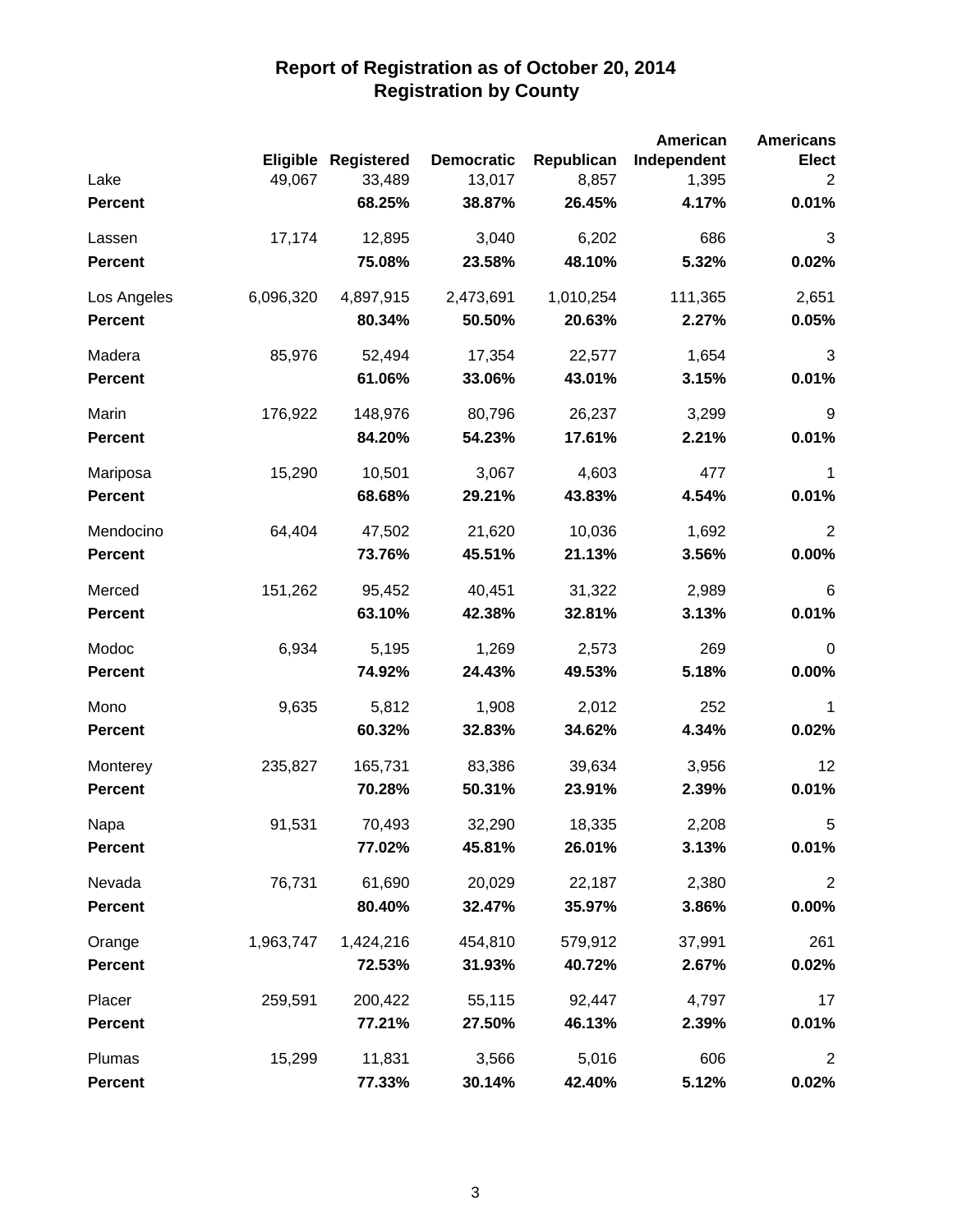# Report of Registration as of October 20, 2014
## Registration by County

| | Eligible | Registered | Democratic | Republican | American Independent | Americans Elect |
|---|---|---|---|---|---|---|
| Lake | 49,067 | 33,489 | 13,017 | 8,857 | 1,395 | 2 |
| **Percent** | | **68.25%** | **38.87%** | **26.45%** | **4.17%** | **0.01%** |
| Lassen | 17,174 | 12,895 | 3,040 | 6,202 | 686 | 3 |
| **Percent** | | **75.08%** | **23.58%** | **48.10%** | **5.32%** | **0.02%** |
| Los Angeles | 6,096,320 | 4,897,915 | 2,473,691 | 1,010,254 | 111,365 | 2,651 |
| **Percent** | | **80.34%** | **50.50%** | **20.63%** | **2.27%** | **0.05%** |
| Madera | 85,976 | 52,494 | 17,354 | 22,577 | 1,654 | 3 |
| **Percent** | | **61.06%** | **33.06%** | **43.01%** | **3.15%** | **0.01%** |
| Marin | 176,922 | 148,976 | 80,796 | 26,237 | 3,299 | 9 |
| **Percent** | | **84.20%** | **54.23%** | **17.61%** | **2.21%** | **0.01%** |
| Mariposa | 15,290 | 10,501 | 3,067 | 4,603 | 477 | 1 |
| **Percent** | | **68.68%** | **29.21%** | **43.83%** | **4.54%** | **0.01%** |
| Mendocino | 64,404 | 47,502 | 21,620 | 10,036 | 1,692 | 2 |
| **Percent** | | **73.76%** | **45.51%** | **21.13%** | **3.56%** | **0.00%** |
| Merced | 151,262 | 95,452 | 40,451 | 31,322 | 2,989 | 6 |
| **Percent** | | **63.10%** | **42.38%** | **32.81%** | **3.13%** | **0.01%** |
| Modoc | 6,934 | 5,195 | 1,269 | 2,573 | 269 | 0 |
| **Percent** | | **74.92%** | **24.43%** | **49.53%** | **5.18%** | **0.00%** |
| Mono | 9,635 | 5,812 | 1,908 | 2,012 | 252 | 1 |
| **Percent** | | **60.32%** | **32.83%** | **34.62%** | **4.34%** | **0.02%** |
| Monterey | 235,827 | 165,731 | 83,386 | 39,634 | 3,956 | 12 |
| **Percent** | | **70.28%** | **50.31%** | **23.91%** | **2.39%** | **0.01%** |
| Napa | 91,531 | 70,493 | 32,290 | 18,335 | 2,208 | 5 |
| **Percent** | | **77.02%** | **45.81%** | **26.01%** | **3.13%** | **0.01%** |
| Nevada | 76,731 | 61,690 | 20,029 | 22,187 | 2,380 | 2 |
| **Percent** | | **80.40%** | **32.47%** | **35.97%** | **3.86%** | **0.00%** |
| Orange | 1,963,747 | 1,424,216 | 454,810 | 579,912 | 37,991 | 261 |
| **Percent** | | **72.53%** | **31.93%** | **40.72%** | **2.67%** | **0.02%** |
| Placer | 259,591 | 200,422 | 55,115 | 92,447 | 4,797 | 17 |
| **Percent** | | **77.21%** | **27.50%** | **46.13%** | **2.39%** | **0.01%** |
| Plumas | 15,299 | 11,831 | 3,566 | 5,016 | 606 | 2 |
| **Percent** | | **77.33%** | **30.14%** | **42.40%** | **5.12%** | **0.02%** |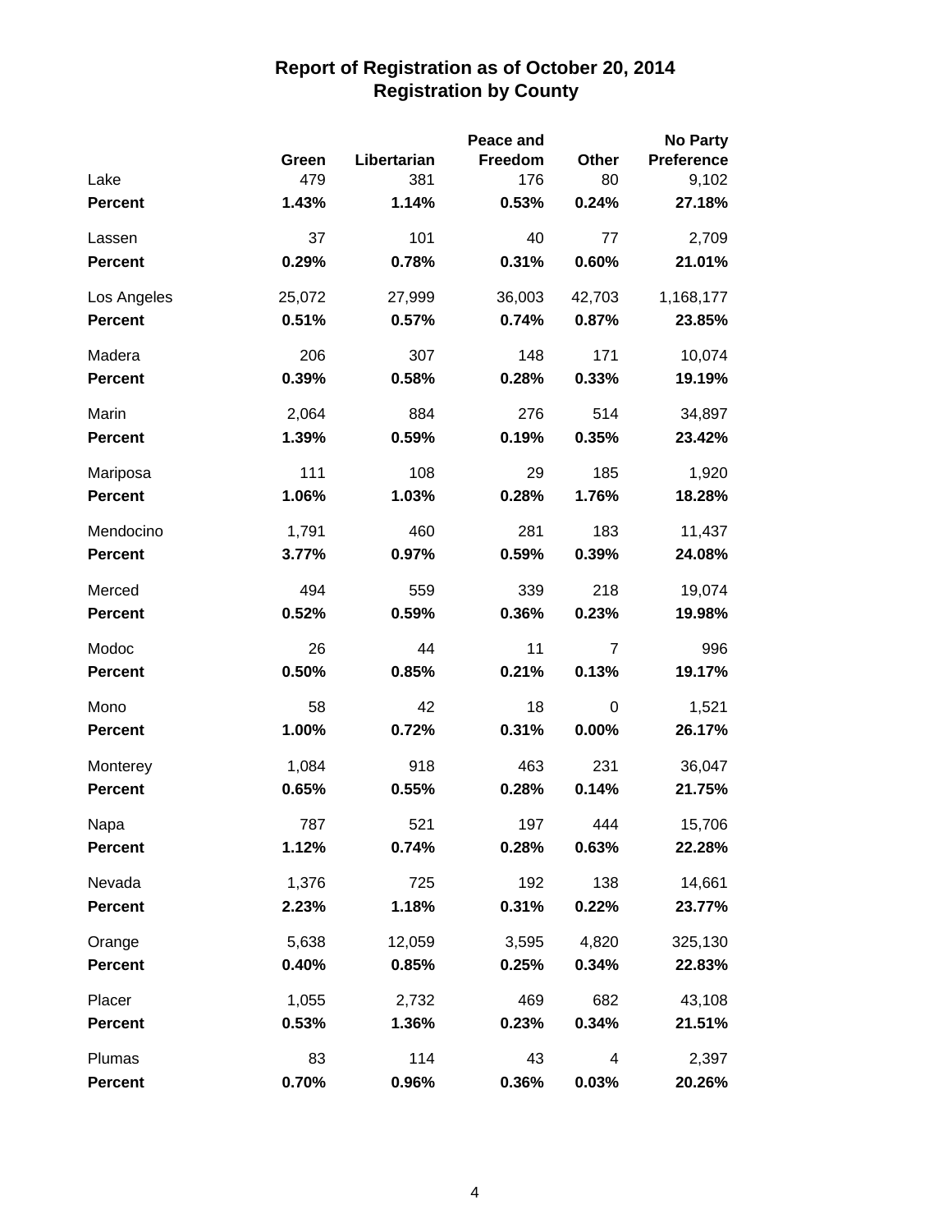# Report of Registration as of October 20, 2014
## Registration by County

| | Green | Libertarian | Peace and Freedom | Other | No Party Preference |
|---|---|---|---|---|---|
| Lake | 479 | 381 | 176 | 80 | 9,102 |
| **Percent** | **1.43%** | **1.14%** | **0.53%** | **0.24%** | **27.18%** |
| Lassen | 37 | 101 | 40 | 77 | 2,709 |
| **Percent** | **0.29%** | **0.78%** | **0.31%** | **0.60%** | **21.01%** |
| Los Angeles | 25,072 | 27,999 | 36,003 | 42,703 | 1,168,177 |
| **Percent** | **0.51%** | **0.57%** | **0.74%** | **0.87%** | **23.85%** |
| Madera | 206 | 307 | 148 | 171 | 10,074 |
| **Percent** | **0.39%** | **0.58%** | **0.28%** | **0.33%** | **19.19%** |
| Marin | 2,064 | 884 | 276 | 514 | 34,897 |
| **Percent** | **1.39%** | **0.59%** | **0.19%** | **0.35%** | **23.42%** |
| Mariposa | 111 | 108 | 29 | 185 | 1,920 |
| **Percent** | **1.06%** | **1.03%** | **0.28%** | **1.76%** | **18.28%** |
| Mendocino | 1,791 | 460 | 281 | 183 | 11,437 |
| **Percent** | **3.77%** | **0.97%** | **0.59%** | **0.39%** | **24.08%** |
| Merced | 494 | 559 | 339 | 218 | 19,074 |
| **Percent** | **0.52%** | **0.59%** | **0.36%** | **0.23%** | **19.98%** |
| Modoc | 26 | 44 | 11 | 7 | 996 |
| **Percent** | **0.50%** | **0.85%** | **0.21%** | **0.13%** | **19.17%** |
| Mono | 58 | 42 | 18 | 0 | 1,521 |
| **Percent** | **1.00%** | **0.72%** | **0.31%** | **0.00%** | **26.17%** |
| Monterey | 1,084 | 918 | 463 | 231 | 36,047 |
| **Percent** | **0.65%** | **0.55%** | **0.28%** | **0.14%** | **21.75%** |
| Napa | 787 | 521 | 197 | 444 | 15,706 |
| **Percent** | **1.12%** | **0.74%** | **0.28%** | **0.63%** | **22.28%** |
| Nevada | 1,376 | 725 | 192 | 138 | 14,661 |
| **Percent** | **2.23%** | **1.18%** | **0.31%** | **0.22%** | **23.77%** |
| Orange | 5,638 | 12,059 | 3,595 | 4,820 | 325,130 |
| **Percent** | **0.40%** | **0.85%** | **0.25%** | **0.34%** | **22.83%** |
| Placer | 1,055 | 2,732 | 469 | 682 | 43,108 |
| **Percent** | **0.53%** | **1.36%** | **0.23%** | **0.34%** | **21.51%** |
| Plumas | 83 | 114 | 43 | 4 | 2,397 |
| **Percent** | **0.70%** | **0.96%** | **0.36%** | **0.03%** | **20.26%** |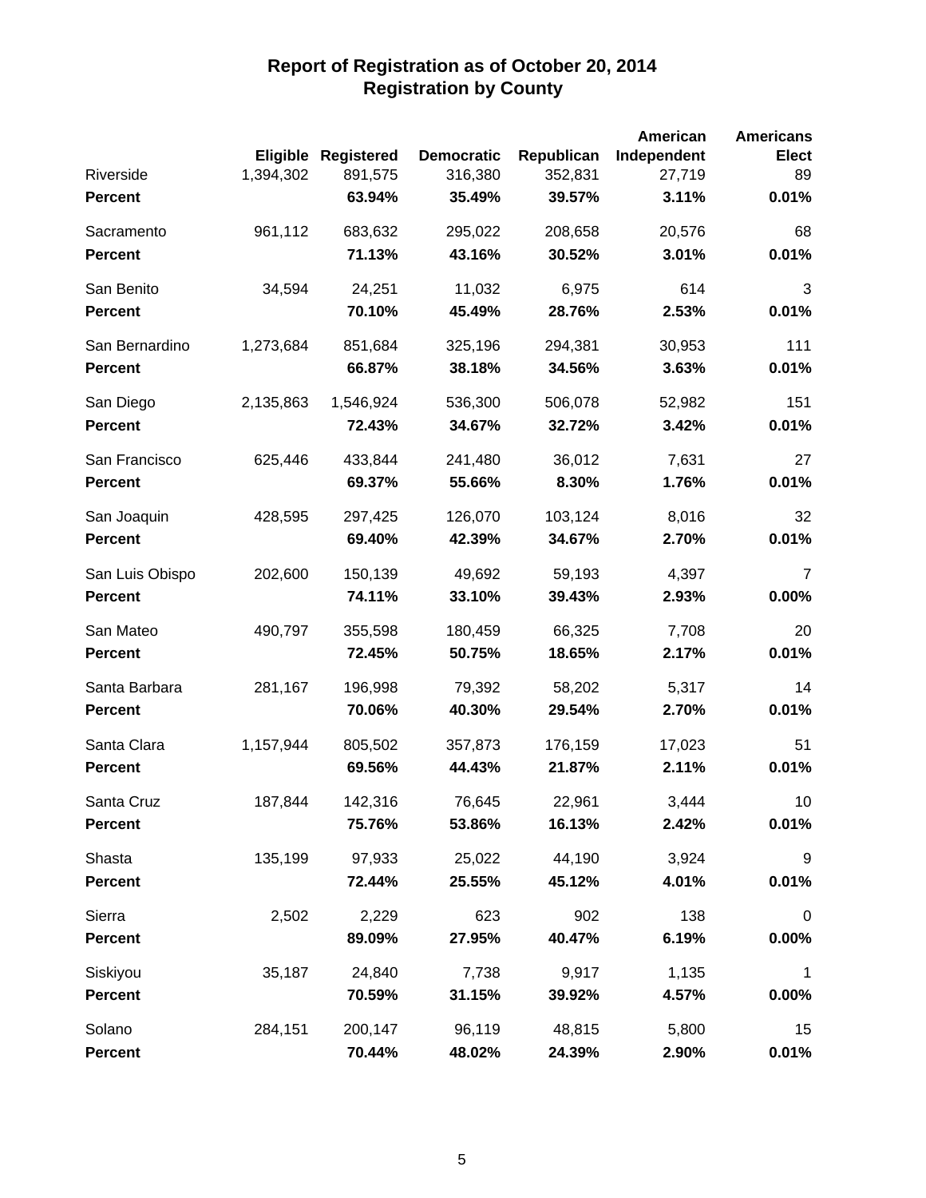# Report of Registration as of October 20, 2014
## Registration by County

| | Eligible | Registered | Democratic | Republican | American Independent | Americans Elect |
|---|---|---|---|---|---|---|
| Riverside | 1,394,302 | 891,575 | 316,380 | 352,831 | 27,719 | 89 |
| **Percent** | | **63.94%** | **35.49%** | **39.57%** | **3.11%** | **0.01%** |
| Sacramento | 961,112 | 683,632 | 295,022 | 208,658 | 20,576 | 68 |
| **Percent** | | **71.13%** | **43.16%** | **30.52%** | **3.01%** | **0.01%** |
| San Benito | 34,594 | 24,251 | 11,032 | 6,975 | 614 | 3 |
| **Percent** | | **70.10%** | **45.49%** | **28.76%** | **2.53%** | **0.01%** |
| San Bernardino | 1,273,684 | 851,684 | 325,196 | 294,381 | 30,953 | 111 |
| **Percent** | | **66.87%** | **38.18%** | **34.56%** | **3.63%** | **0.01%** |
| San Diego | 2,135,863 | 1,546,924 | 536,300 | 506,078 | 52,982 | 151 |
| **Percent** | | **72.43%** | **34.67%** | **32.72%** | **3.42%** | **0.01%** |
| San Francisco | 625,446 | 433,844 | 241,480 | 36,012 | 7,631 | 27 |
| **Percent** | | **69.37%** | **55.66%** | **8.30%** | **1.76%** | **0.01%** |
| San Joaquin | 428,595 | 297,425 | 126,070 | 103,124 | 8,016 | 32 |
| **Percent** | | **69.40%** | **42.39%** | **34.67%** | **2.70%** | **0.01%** |
| San Luis Obispo | 202,600 | 150,139 | 49,692 | 59,193 | 4,397 | 7 |
| **Percent** | | **74.11%** | **33.10%** | **39.43%** | **2.93%** | **0.00%** |
| San Mateo | 490,797 | 355,598 | 180,459 | 66,325 | 7,708 | 20 |
| **Percent** | | **72.45%** | **50.75%** | **18.65%** | **2.17%** | **0.01%** |
| Santa Barbara | 281,167 | 196,998 | 79,392 | 58,202 | 5,317 | 14 |
| **Percent** | | **70.06%** | **40.30%** | **29.54%** | **2.70%** | **0.01%** |
| Santa Clara | 1,157,944 | 805,502 | 357,873 | 176,159 | 17,023 | 51 |
| **Percent** | | **69.56%** | **44.43%** | **21.87%** | **2.11%** | **0.01%** |
| Santa Cruz | 187,844 | 142,316 | 76,645 | 22,961 | 3,444 | 10 |
| **Percent** | | **75.76%** | **53.86%** | **16.13%** | **2.42%** | **0.01%** |
| Shasta | 135,199 | 97,933 | 25,022 | 44,190 | 3,924 | 9 |
| **Percent** | | **72.44%** | **25.55%** | **45.12%** | **4.01%** | **0.01%** |
| Sierra | 2,502 | 2,229 | 623 | 902 | 138 | 0 |
| **Percent** | | **89.09%** | **27.95%** | **40.47%** | **6.19%** | **0.00%** |
| Siskiyou | 35,187 | 24,840 | 7,738 | 9,917 | 1,135 | 1 |
| **Percent** | | **70.59%** | **31.15%** | **39.92%** | **4.57%** | **0.00%** |
| Solano | 284,151 | 200,147 | 96,119 | 48,815 | 5,800 | 15 |
| **Percent** | | **70.44%** | **48.02%** | **24.39%** | **2.90%** | **0.01%** |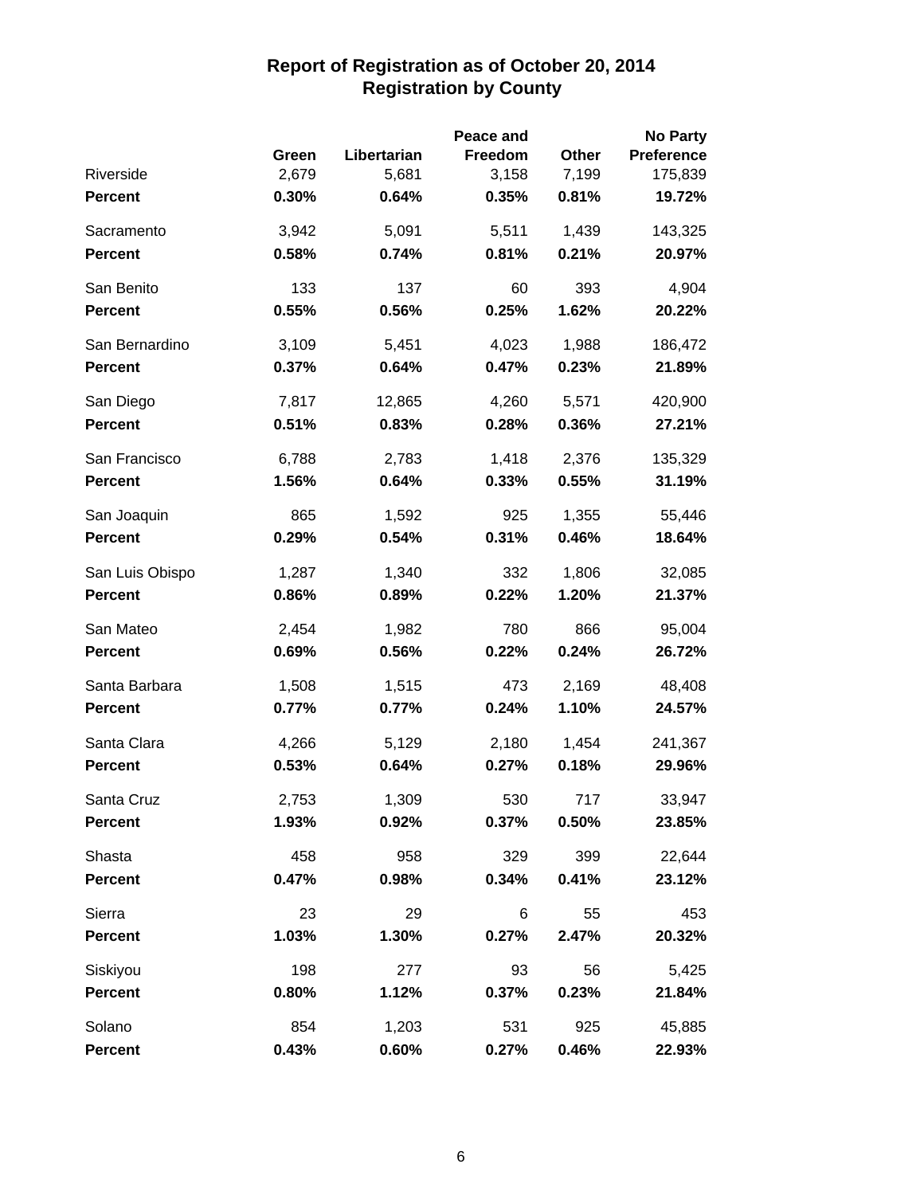# Report of Registration as of October 20, 2014
## Registration by County

| | Green | Libertarian | Peace and Freedom | Other | No Party Preference |
|---|---|---|---|---|---|
| Riverside | 2,679 | 5,681 | 3,158 | 7,199 | 175,839 |
| **Percent** | **0.30%** | **0.64%** | **0.35%** | **0.81%** | **19.72%** |
| Sacramento | 3,942 | 5,091 | 5,511 | 1,439 | 143,325 |
| **Percent** | **0.58%** | **0.74%** | **0.81%** | **0.21%** | **20.97%** |
| San Benito | 133 | 137 | 60 | 393 | 4,904 |
| **Percent** | **0.55%** | **0.56%** | **0.25%** | **1.62%** | **20.22%** |
| San Bernardino | 3,109 | 5,451 | 4,023 | 1,988 | 186,472 |
| **Percent** | **0.37%** | **0.64%** | **0.47%** | **0.23%** | **21.89%** |
| San Diego | 7,817 | 12,865 | 4,260 | 5,571 | 420,900 |
| **Percent** | **0.51%** | **0.83%** | **0.28%** | **0.36%** | **27.21%** |
| San Francisco | 6,788 | 2,783 | 1,418 | 2,376 | 135,329 |
| **Percent** | **1.56%** | **0.64%** | **0.33%** | **0.55%** | **31.19%** |
| San Joaquin | 865 | 1,592 | 925 | 1,355 | 55,446 |
| **Percent** | **0.29%** | **0.54%** | **0.31%** | **0.46%** | **18.64%** |
| San Luis Obispo | 1,287 | 1,340 | 332 | 1,806 | 32,085 |
| **Percent** | **0.86%** | **0.89%** | **0.22%** | **1.20%** | **21.37%** |
| San Mateo | 2,454 | 1,982 | 780 | 866 | 95,004 |
| **Percent** | **0.69%** | **0.56%** | **0.22%** | **0.24%** | **26.72%** |
| Santa Barbara | 1,508 | 1,515 | 473 | 2,169 | 48,408 |
| **Percent** | **0.77%** | **0.77%** | **0.24%** | **1.10%** | **24.57%** |
| Santa Clara | 4,266 | 5,129 | 2,180 | 1,454 | 241,367 |
| **Percent** | **0.53%** | **0.64%** | **0.27%** | **0.18%** | **29.96%** |
| Santa Cruz | 2,753 | 1,309 | 530 | 717 | 33,947 |
| **Percent** | **1.93%** | **0.92%** | **0.37%** | **0.50%** | **23.85%** |
| Shasta | 458 | 958 | 329 | 399 | 22,644 |
| **Percent** | **0.47%** | **0.98%** | **0.34%** | **0.41%** | **23.12%** |
| Sierra | 23 | 29 | 6 | 55 | 453 |
| **Percent** | **1.03%** | **1.30%** | **0.27%** | **2.47%** | **20.32%** |
| Siskiyou | 198 | 277 | 93 | 56 | 5,425 |
| **Percent** | **0.80%** | **1.12%** | **0.37%** | **0.23%** | **21.84%** |
| Solano | 854 | 1,203 | 531 | 925 | 45,885 |
| **Percent** | **0.43%** | **0.60%** | **0.27%** | **0.46%** | **22.93%** |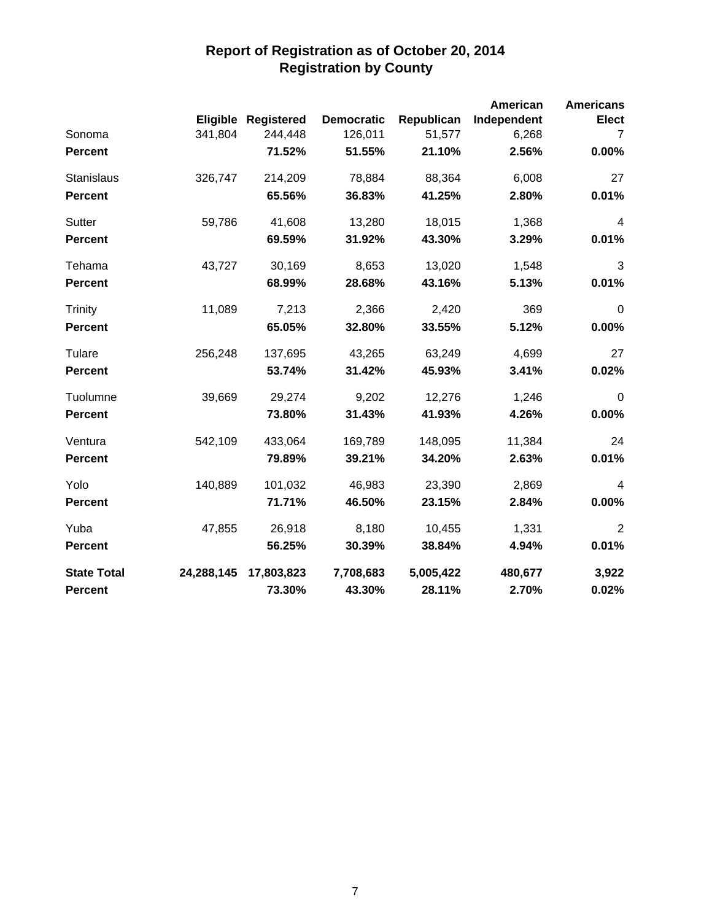# Report of Registration as of October 20, 2014
## Registration by County

| | Eligible | Registered | Democratic | Republican | American Independent | Americans Elect |
|---|---|---|---|---|---|---|
| Sonoma | 341,804 | 244,448 | 126,011 | 51,577 | 6,268 | 7 |
| **Percent** | | **71.52%** | **51.55%** | **21.10%** | **2.56%** | **0.00%** |
| Stanislaus | 326,747 | 214,209 | 78,884 | 88,364 | 6,008 | 27 |
| **Percent** | | **65.56%** | **36.83%** | **41.25%** | **2.80%** | **0.01%** |
| Sutter | 59,786 | 41,608 | 13,280 | 18,015 | 1,368 | 4 |
| **Percent** | | **69.59%** | **31.92%** | **43.30%** | **3.29%** | **0.01%** |
| Tehama | 43,727 | 30,169 | 8,653 | 13,020 | 1,548 | 3 |
| **Percent** | | **68.99%** | **28.68%** | **43.16%** | **5.13%** | **0.01%** |
| Trinity | 11,089 | 7,213 | 2,366 | 2,420 | 369 | 0 |
| **Percent** | | **65.05%** | **32.80%** | **33.55%** | **5.12%** | **0.00%** |
| Tulare | 256,248 | 137,695 | 43,265 | 63,249 | 4,699 | 27 |
| **Percent** | | **53.74%** | **31.42%** | **45.93%** | **3.41%** | **0.02%** |
| Tuolumne | 39,669 | 29,274 | 9,202 | 12,276 | 1,246 | 0 |
| **Percent** | | **73.80%** | **31.43%** | **41.93%** | **4.26%** | **0.00%** |
| Ventura | 542,109 | 433,064 | 169,789 | 148,095 | 11,384 | 24 |
| **Percent** | | **79.89%** | **39.21%** | **34.20%** | **2.63%** | **0.01%** |
| Yolo | 140,889 | 101,032 | 46,983 | 23,390 | 2,869 | 4 |
| **Percent** | | **71.71%** | **46.50%** | **23.15%** | **2.84%** | **0.00%** |
| Yuba | 47,855 | 26,918 | 8,180 | 10,455 | 1,331 | 2 |
| **Percent** | | **56.25%** | **30.39%** | **38.84%** | **4.94%** | **0.01%** |
| **State Total** | **24,288,145** | **17,803,823** | **7,708,683** | **5,005,422** | **480,677** | **3,922** |
| **Percent** | | **73.30%** | **43.30%** | **28.11%** | **2.70%** | **0.02%** |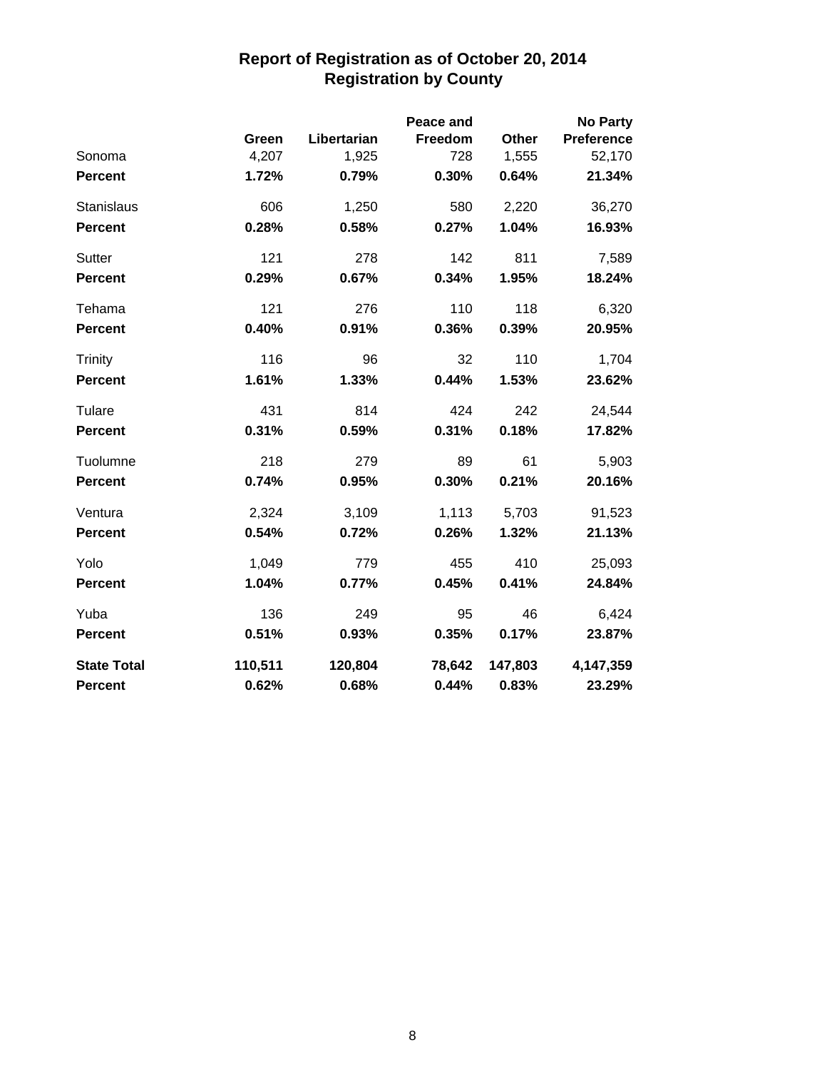# Report of Registration as of October 20, 2014
## Registration by County

| | Green | Libertarian | Peace and Freedom | Other | No Party Preference |
|---|---|---|---|---|---|
| Sonoma | 4,207 | 1,925 | 728 | 1,555 | 52,170 |
| **Percent** | **1.72%** | **0.79%** | **0.30%** | **0.64%** | **21.34%** |
| Stanislaus | 606 | 1,250 | 580 | 2,220 | 36,270 |
| **Percent** | **0.28%** | **0.58%** | **0.27%** | **1.04%** | **16.93%** |
| Sutter | 121 | 278 | 142 | 811 | 7,589 |
| **Percent** | **0.29%** | **0.67%** | **0.34%** | **1.95%** | **18.24%** |
| Tehama | 121 | 276 | 110 | 118 | 6,320 |
| **Percent** | **0.40%** | **0.91%** | **0.36%** | **0.39%** | **20.95%** |
| Trinity | 116 | 96 | 32 | 110 | 1,704 |
| **Percent** | **1.61%** | **1.33%** | **0.44%** | **1.53%** | **23.62%** |
| Tulare | 431 | 814 | 424 | 242 | 24,544 |
| **Percent** | **0.31%** | **0.59%** | **0.31%** | **0.18%** | **17.82%** |
| Tuolumne | 218 | 279 | 89 | 61 | 5,903 |
| **Percent** | **0.74%** | **0.95%** | **0.30%** | **0.21%** | **20.16%** |
| Ventura | 2,324 | 3,109 | 1,113 | 5,703 | 91,523 |
| **Percent** | **0.54%** | **0.72%** | **0.26%** | **1.32%** | **21.13%** |
| Yolo | 1,049 | 779 | 455 | 410 | 25,093 |
| **Percent** | **1.04%** | **0.77%** | **0.45%** | **0.41%** | **24.84%** |
| Yuba | 136 | 249 | 95 | 46 | 6,424 |
| **Percent** | **0.51%** | **0.93%** | **0.35%** | **0.17%** | **23.87%** |
| **State Total** | **110,511** | **120,804** | **78,642** | **147,803** | **4,147,359** |
| **Percent** | **0.62%** | **0.68%** | **0.44%** | **0.83%** | **23.29%** |